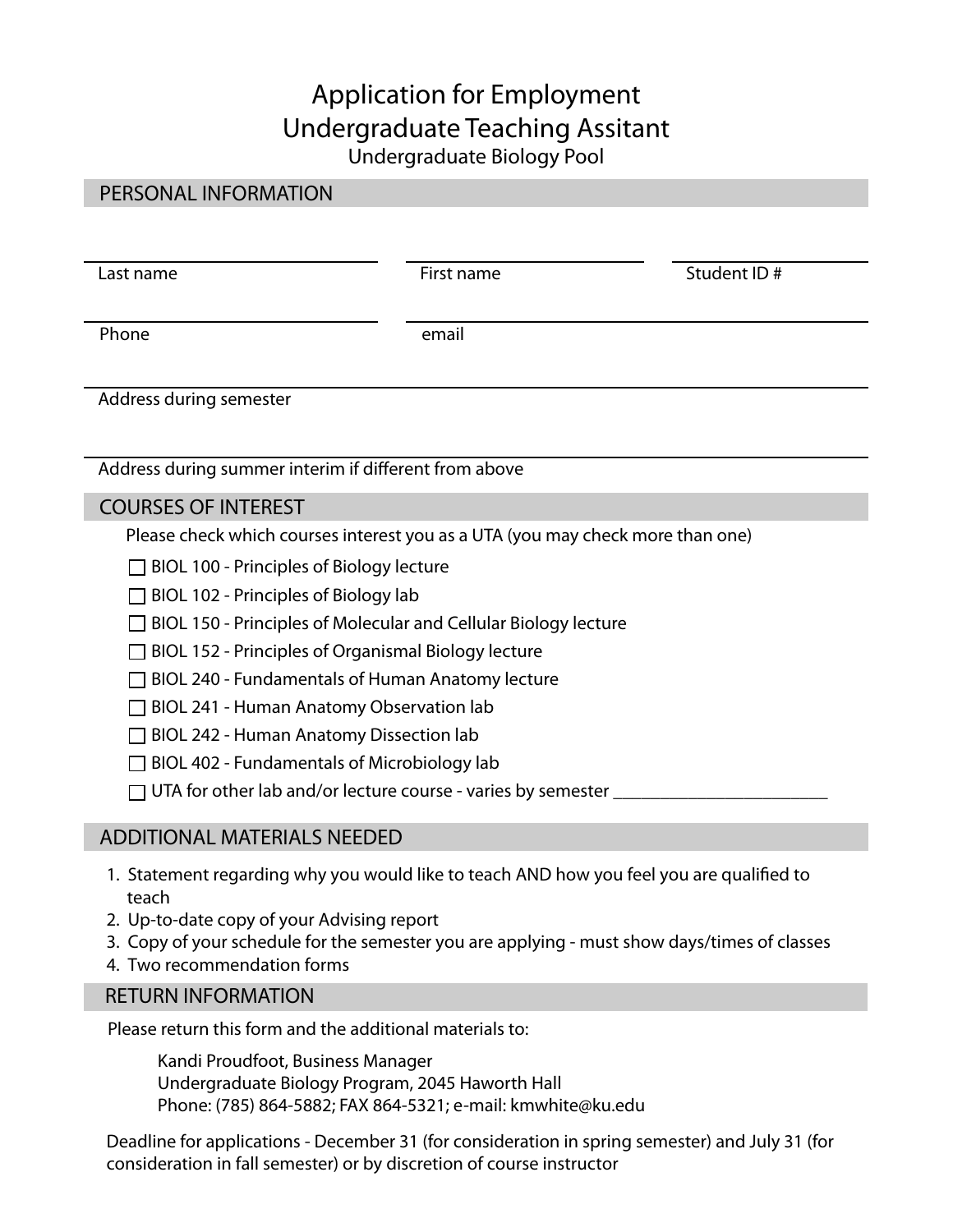# Application for Employment
# Undergraduate Teaching Assitant

Undergraduate Biology Pool

## PERSONAL INFORMATION

Last name ____________________ First name ____________________ Student ID # ____________________

Phone ____________________ email ____________________

Address during semester ____________________________________________

Address during summer interim if different from above ____________________________________________

## COURSES OF INTEREST

Please check which courses interest you as a UTA (you may check more than one)

- ☐ BIOL 100 - Principles of Biology lecture
- ☐ BIOL 102 - Principles of Biology lab
- ☐ BIOL 150 - Principles of Molecular and Cellular Biology lecture
- ☐ BIOL 152 - Principles of Organismal Biology lecture
- ☐ BIOL 240 - Fundamentals of Human Anatomy lecture
- ☐ BIOL 241 - Human Anatomy Observation lab
- ☐ BIOL 242 - Human Anatomy Dissection lab
- ☐ BIOL 402 - Fundamentals of Microbiology lab
- ☐ UTA for other lab and/or lecture course - varies by semester ________________________

## ADDITIONAL MATERIALS NEEDED

1. Statement regarding why you would like to teach AND how you feel you are qualified to teach
2. Up-to-date copy of your Advising report
3. Copy of your schedule for the semester you are applying - must show days/times of classes
4. Two recommendation forms

## RETURN INFORMATION

Please return this form and the additional materials to:

Kandi Proudfoot, Business Manager
Undergraduate Biology Program, 2045 Haworth Hall
Phone: (785) 864-5882; FAX 864-5321; e-mail: kmwhite@ku.edu

Deadline for applications - December 31 (for consideration in spring semester) and July 31 (for consideration in fall semester) or by discretion of course instructor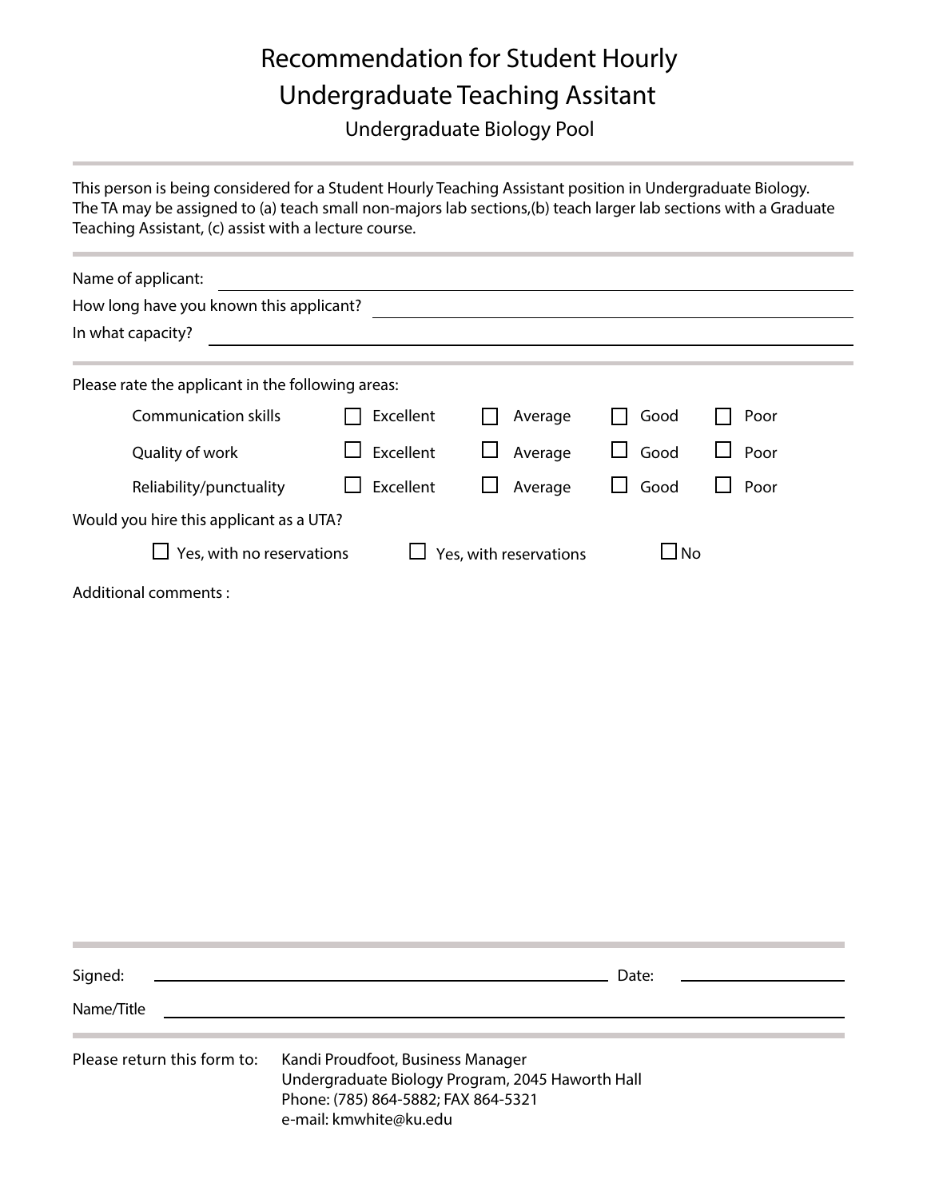# Recommendation for Student Hourly Undergraduate Teaching Assitant

## Undergraduate Biology Pool

This person is being considered for a Student Hourly Teaching Assistant position in Undergraduate Biology. The TA may be assigned to (a) teach small non-majors lab sections,(b) teach larger lab sections with a Graduate Teaching Assistant, (c) assist with a lecture course.

Name of applicant: ______________________________

How long have you known this applicant? ______________________________

In what capacity? ______________________________

Please rate the applicant in the following areas:

| | | | | |
|---|---|---|---|---|
| Communication skills | ☐ Excellent | ☐ Average | ☐ Good | ☐ Poor |
| Quality of work | ☐ Excellent | ☐ Average | ☐ Good | ☐ Poor |
| Reliability/punctuality | ☐ Excellent | ☐ Average | ☐ Good | ☐ Poor |

Would you hire this applicant as a UTA?

☐ Yes, with no reservations ☐ Yes, with reservations ☐ No

Additional comments :

Signed: ______________________________ Date: ______________

Name/Title ______________________________

Please return this form to:

Kandi Proudfoot, Business Manager
Undergraduate Biology Program, 2045 Haworth Hall
Phone: (785) 864-5882; FAX 864-5321
e-mail: kmwhite@ku.edu